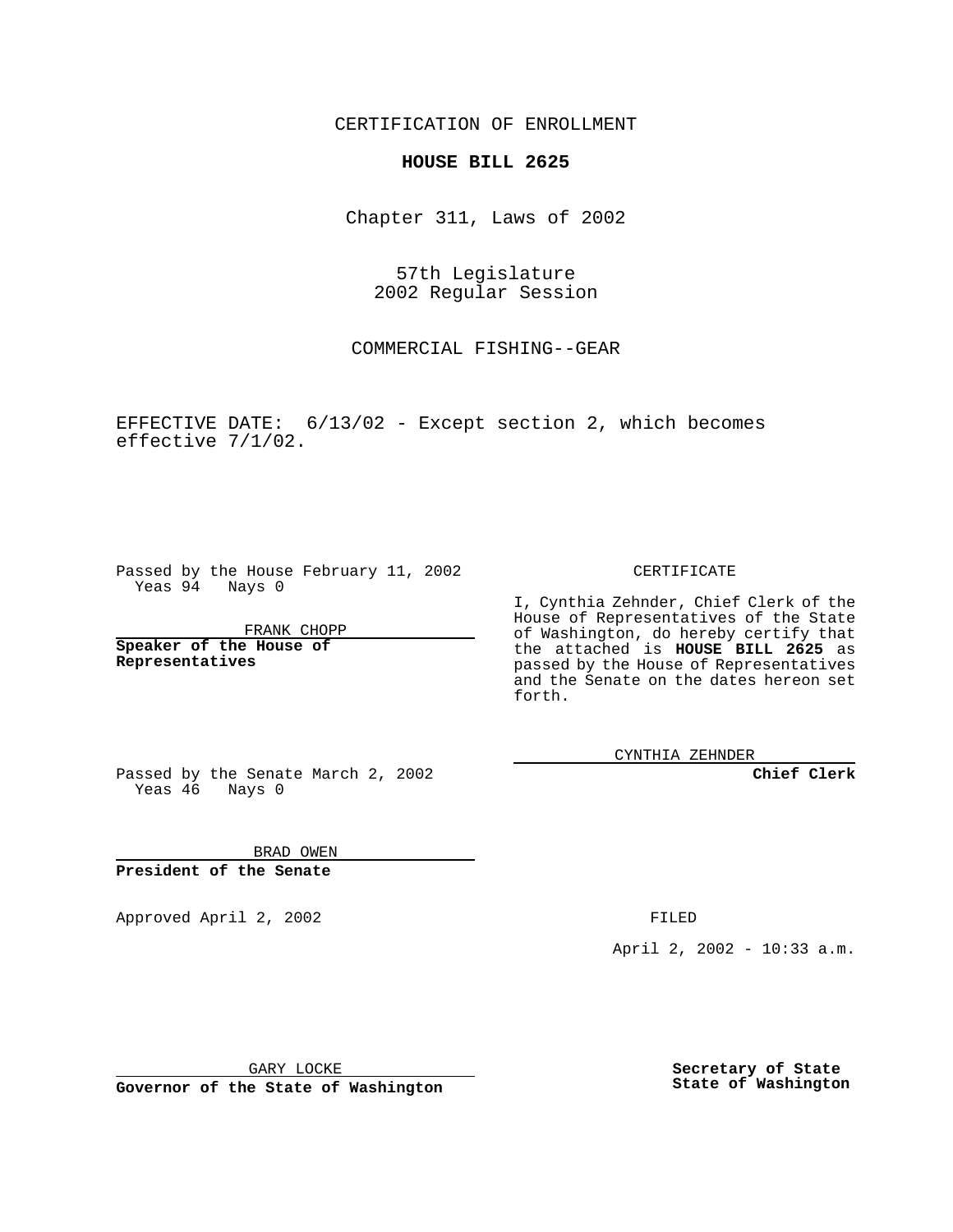CERTIFICATION OF ENROLLMENT

**HOUSE BILL 2625**

Chapter 311, Laws of 2002

57th Legislature
2002 Regular Session

COMMERCIAL FISHING--GEAR

EFFECTIVE DATE: 6/13/02 - Except section 2, which becomes effective 7/1/02.

Passed by the House February 11, 2002
Yeas 94 Nays 0

FRANK CHOPP

**Speaker of the House of Representatives**

Passed by the Senate March 2, 2002
Yeas 46 Nays 0

BRAD OWEN

**President of the Senate**

Approved April 2, 2002

GARY LOCKE

**Governor of the State of Washington**

CERTIFICATE

I, Cynthia Zehnder, Chief Clerk of the House of Representatives of the State of Washington, do hereby certify that the attached is **HOUSE BILL 2625** as passed by the House of Representatives and the Senate on the dates hereon set forth.

CYNTHIA ZEHNDER

**Chief Clerk**

FILED

April 2, 2002 - 10:33 a.m.

**Secretary of State**
**State of Washington**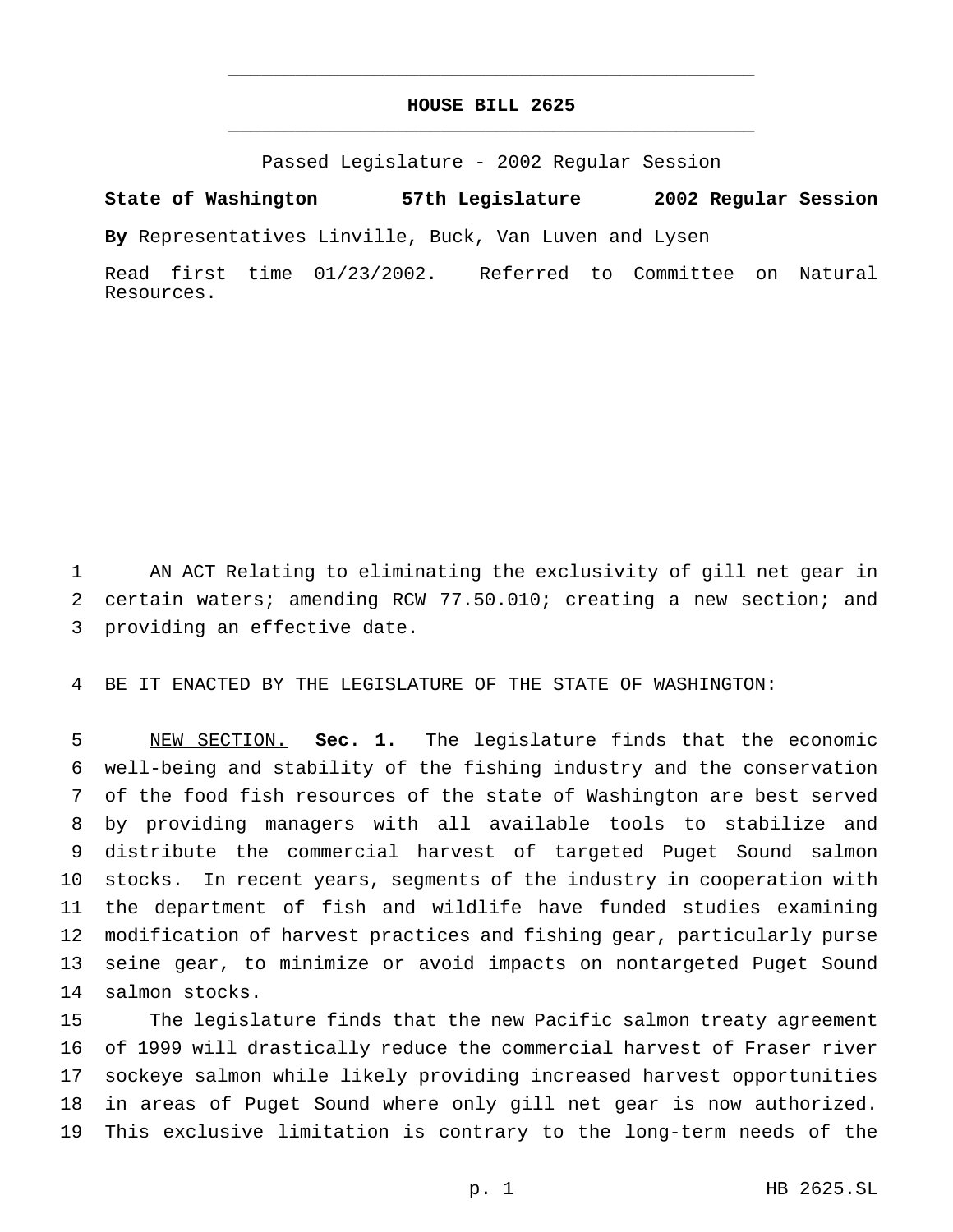# HOUSE BILL 2625

Passed Legislature - 2002 Regular Session

**State of Washington 57th Legislature 2002 Regular Session**

**By** Representatives Linville, Buck, Van Luven and Lysen

Read first time 01/23/2002. Referred to Committee on Natural Resources.

AN ACT Relating to eliminating the exclusivity of gill net gear in certain waters; amending RCW 77.50.010; creating a new section; and providing an effective date.

BE IT ENACTED BY THE LEGISLATURE OF THE STATE OF WASHINGTON:

NEW SECTION. **Sec. 1.** The legislature finds that the economic well-being and stability of the fishing industry and the conservation of the food fish resources of the state of Washington are best served by providing managers with all available tools to stabilize and distribute the commercial harvest of targeted Puget Sound salmon stocks. In recent years, segments of the industry in cooperation with the department of fish and wildlife have funded studies examining modification of harvest practices and fishing gear, particularly purse seine gear, to minimize or avoid impacts on nontargeted Puget Sound salmon stocks.

The legislature finds that the new Pacific salmon treaty agreement of 1999 will drastically reduce the commercial harvest of Fraser river sockeye salmon while likely providing increased harvest opportunities in areas of Puget Sound where only gill net gear is now authorized. This exclusive limitation is contrary to the long-term needs of the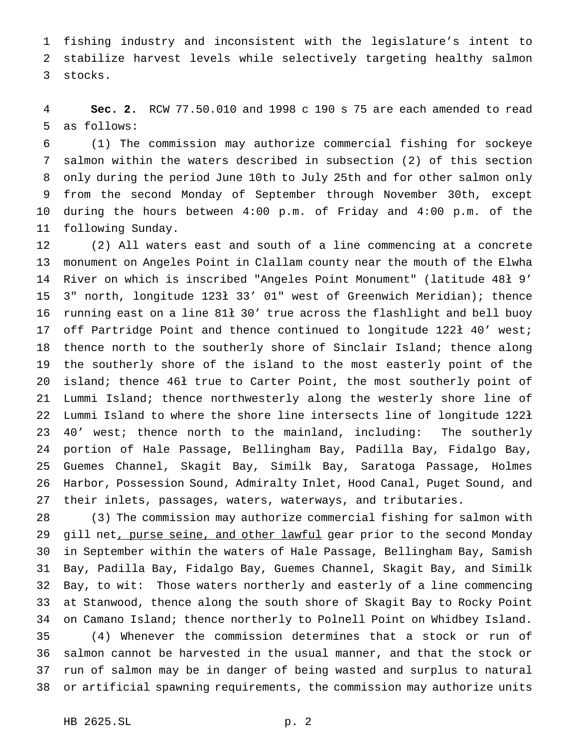fishing industry and inconsistent with the legislature's intent to stabilize harvest levels while selectively targeting healthy salmon stocks.

**Sec. 2.** RCW 77.50.010 and 1998 c 190 s 75 are each amended to read as follows:

(1) The commission may authorize commercial fishing for sockeye salmon within the waters described in subsection (2) of this section only during the period June 10th to July 25th and for other salmon only from the second Monday of September through November 30th, except during the hours between 4:00 p.m. of Friday and 4:00 p.m. of the following Sunday.

(2) All waters east and south of a line commencing at a concrete monument on Angeles Point in Clallam county near the mouth of the Elwha River on which is inscribed "Angeles Point Monument" (latitude 48ł 9' 3" north, longitude 123ł 33' 01" west of Greenwich Meridian); thence running east on a line 81ł 30' true across the flashlight and bell buoy off Partridge Point and thence continued to longitude 122ł 40' west; thence north to the southerly shore of Sinclair Island; thence along the southerly shore of the island to the most easterly point of the island; thence 46ł true to Carter Point, the most southerly point of Lummi Island; thence northwesterly along the westerly shore line of Lummi Island to where the shore line intersects line of longitude 122ł 40' west; thence north to the mainland, including: The southerly portion of Hale Passage, Bellingham Bay, Padilla Bay, Fidalgo Bay, Guemes Channel, Skagit Bay, Similk Bay, Saratoga Passage, Holmes Harbor, Possession Sound, Admiralty Inlet, Hood Canal, Puget Sound, and their inlets, passages, waters, waterways, and tributaries.

(3) The commission may authorize commercial fishing for salmon with gill net<u>, purse seine, and other lawful</u> gear prior to the second Monday in September within the waters of Hale Passage, Bellingham Bay, Samish Bay, Padilla Bay, Fidalgo Bay, Guemes Channel, Skagit Bay, and Similk Bay, to wit: Those waters northerly and easterly of a line commencing at Stanwood, thence along the south shore of Skagit Bay to Rocky Point on Camano Island; thence northerly to Polnell Point on Whidbey Island.

(4) Whenever the commission determines that a stock or run of salmon cannot be harvested in the usual manner, and that the stock or run of salmon may be in danger of being wasted and surplus to natural or artificial spawning requirements, the commission may authorize units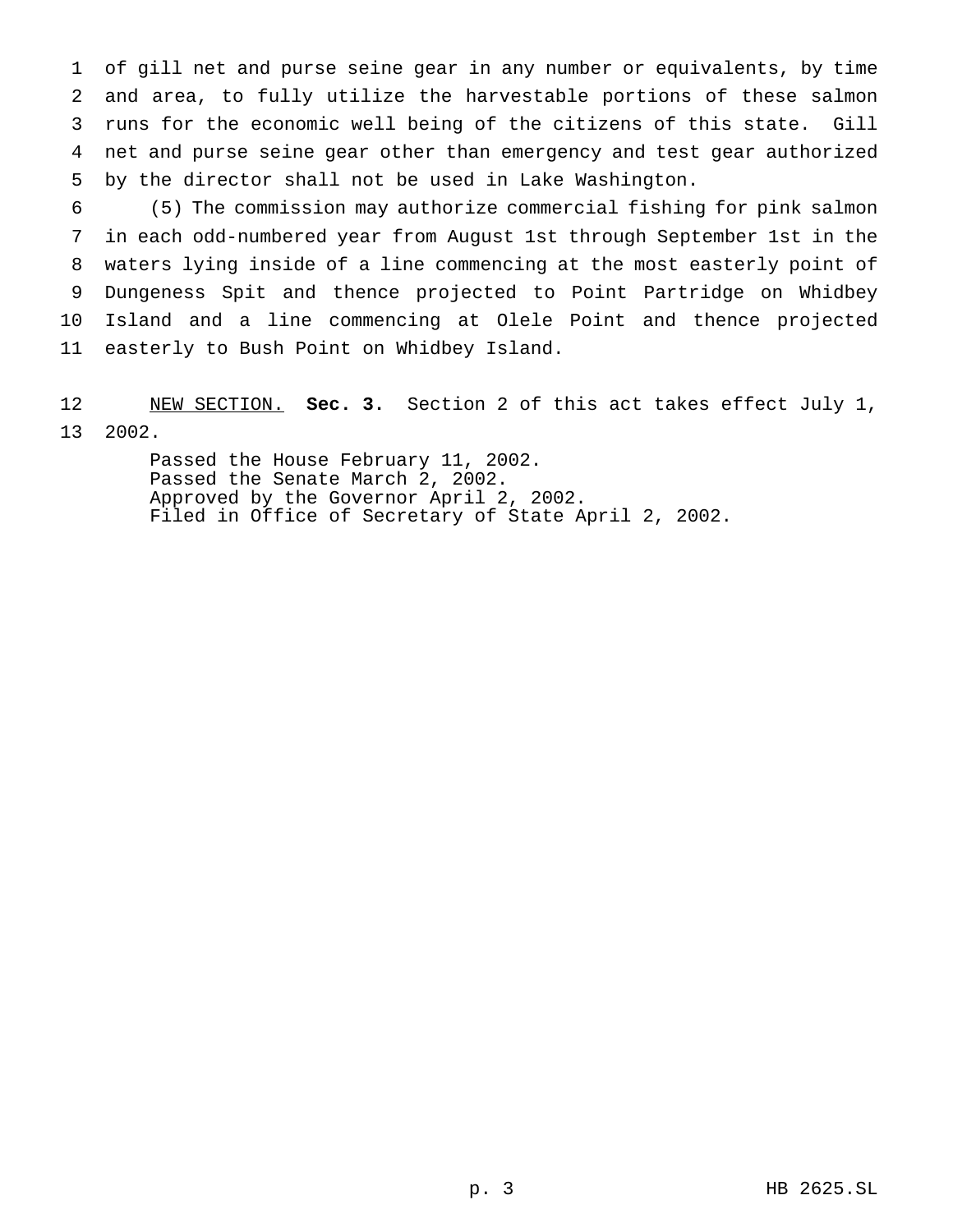of gill net and purse seine gear in any number or equivalents, by time and area, to fully utilize the harvestable portions of these salmon runs for the economic well being of the citizens of this state. Gill net and purse seine gear other than emergency and test gear authorized by the director shall not be used in Lake Washington.

(5) The commission may authorize commercial fishing for pink salmon in each odd-numbered year from August 1st through September 1st in the waters lying inside of a line commencing at the most easterly point of Dungeness Spit and thence projected to Point Partridge on Whidbey Island and a line commencing at Olele Point and thence projected easterly to Bush Point on Whidbey Island.

NEW SECTION. **Sec. 3.** Section 2 of this act takes effect July 1, 2002.

Passed the House February 11, 2002.
Passed the Senate March 2, 2002.
Approved by the Governor April 2, 2002.
Filed in Office of Secretary of State April 2, 2002.